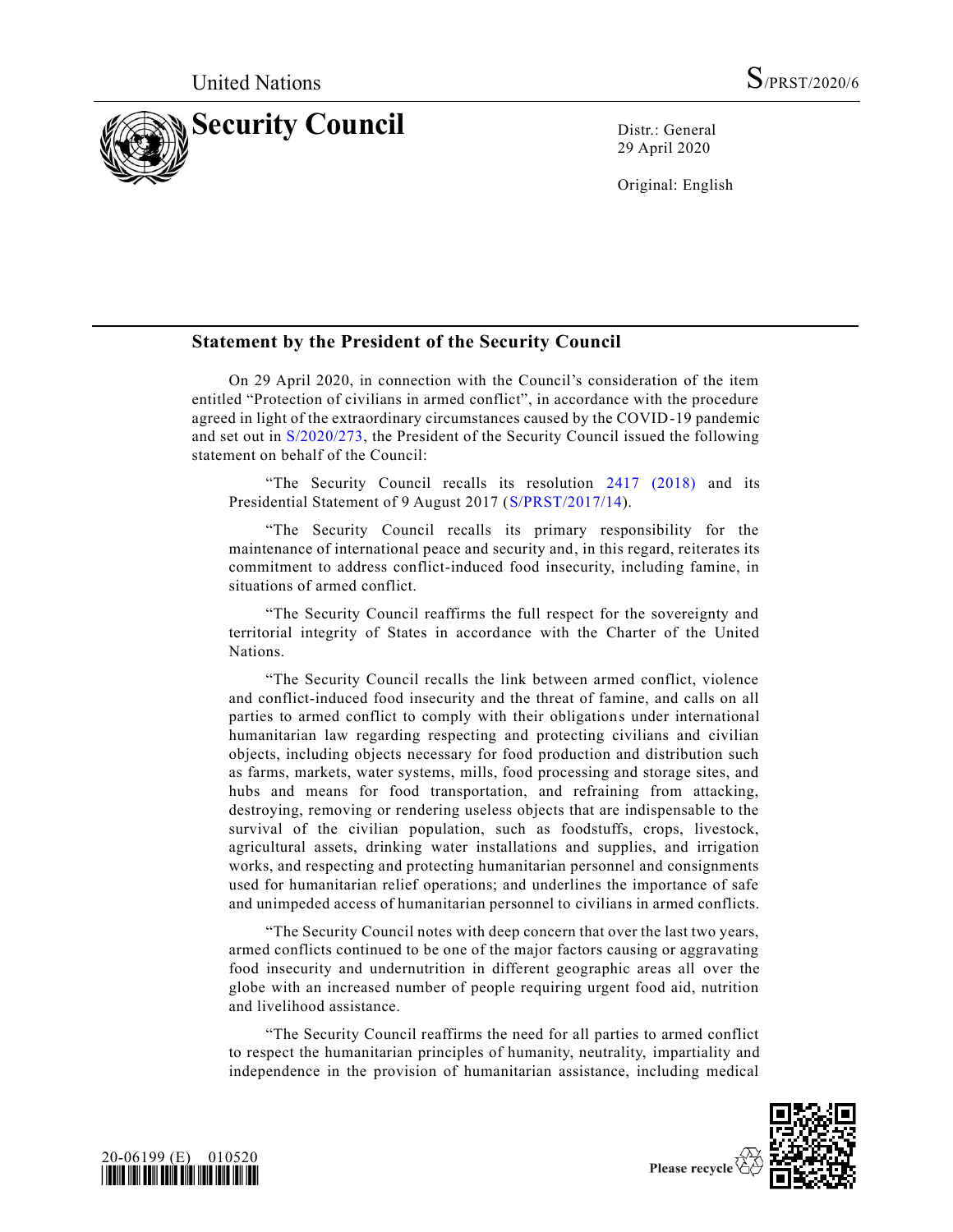United Nations S/PRST/2020/6

# Security Council

Distr.: General
29 April 2020

Original: English

## Statement by the President of the Security Council

On 29 April 2020, in connection with the Council's consideration of the item entitled "Protection of civilians in armed conflict", in accordance with the procedure agreed in light of the extraordinary circumstances caused by the COVID-19 pandemic and set out in S/2020/273, the President of the Security Council issued the following statement on behalf of the Council:

"The Security Council recalls its resolution 2417 (2018) and its Presidential Statement of 9 August 2017 (S/PRST/2017/14).

"The Security Council recalls its primary responsibility for the maintenance of international peace and security and, in this regard, reiterates its commitment to address conflict-induced food insecurity, including famine, in situations of armed conflict.

"The Security Council reaffirms the full respect for the sovereignty and territorial integrity of States in accordance with the Charter of the United Nations.

"The Security Council recalls the link between armed conflict, violence and conflict-induced food insecurity and the threat of famine, and calls on all parties to armed conflict to comply with their obligations under international humanitarian law regarding respecting and protecting civilians and civilian objects, including objects necessary for food production and distribution such as farms, markets, water systems, mills, food processing and storage sites, and hubs and means for food transportation, and refraining from attacking, destroying, removing or rendering useless objects that are indispensable to the survival of the civilian population, such as foodstuffs, crops, livestock, agricultural assets, drinking water installations and supplies, and irrigation works, and respecting and protecting humanitarian personnel and consignments used for humanitarian relief operations; and underlines the importance of safe and unimpeded access of humanitarian personnel to civilians in armed conflicts.

"The Security Council notes with deep concern that over the last two years, armed conflicts continued to be one of the major factors causing or aggravating food insecurity and undernutrition in different geographic areas all over the globe with an increased number of people requiring urgent food aid, nutrition and livelihood assistance.

"The Security Council reaffirms the need for all parties to armed conflict to respect the humanitarian principles of humanity, neutrality, impartiality and independence in the provision of humanitarian assistance, including medical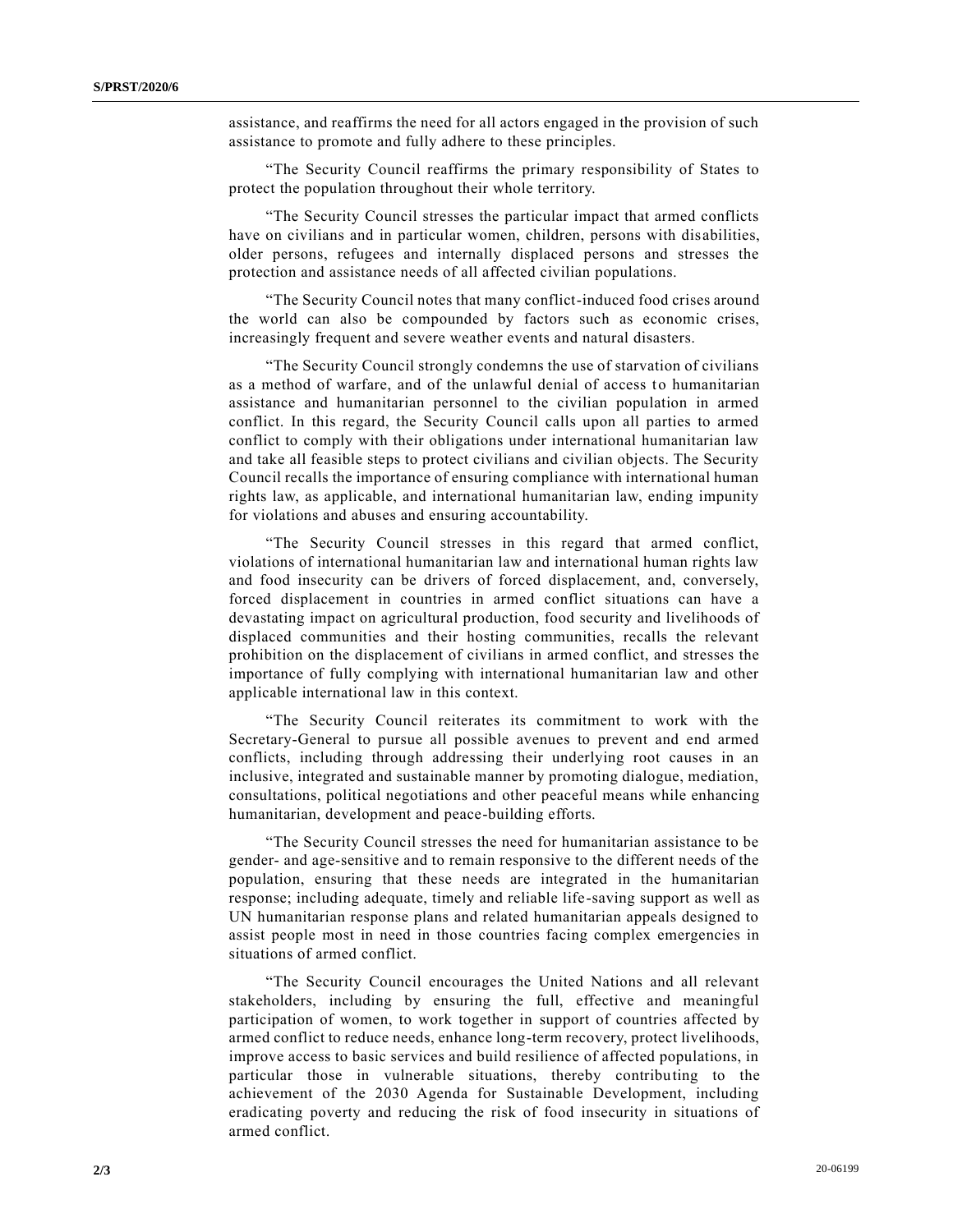assistance, and reaffirms the need for all actors engaged in the provision of such assistance to promote and fully adhere to these principles.

"The Security Council reaffirms the primary responsibility of States to protect the population throughout their whole territory.

"The Security Council stresses the particular impact that armed conflicts have on civilians and in particular women, children, persons with disabilities, older persons, refugees and internally displaced persons and stresses the protection and assistance needs of all affected civilian populations.

"The Security Council notes that many conflict-induced food crises around the world can also be compounded by factors such as economic crises, increasingly frequent and severe weather events and natural disasters.

"The Security Council strongly condemns the use of starvation of civilians as a method of warfare, and of the unlawful denial of access to humanitarian assistance and humanitarian personnel to the civilian population in armed conflict. In this regard, the Security Council calls upon all parties to armed conflict to comply with their obligations under international humanitarian law and take all feasible steps to protect civilians and civilian objects. The Security Council recalls the importance of ensuring compliance with international human rights law, as applicable, and international humanitarian law, ending impunity for violations and abuses and ensuring accountability.

"The Security Council stresses in this regard that armed conflict, violations of international humanitarian law and international human rights law and food insecurity can be drivers of forced displacement, and, conversely, forced displacement in countries in armed conflict situations can have a devastating impact on agricultural production, food security and livelihoods of displaced communities and their hosting communities, recalls the relevant prohibition on the displacement of civilians in armed conflict, and stresses the importance of fully complying with international humanitarian law and other applicable international law in this context.

"The Security Council reiterates its commitment to work with the Secretary-General to pursue all possible avenues to prevent and end armed conflicts, including through addressing their underlying root causes in an inclusive, integrated and sustainable manner by promoting dialogue, mediation, consultations, political negotiations and other peaceful means while enhancing humanitarian, development and peace-building efforts.

"The Security Council stresses the need for humanitarian assistance to be gender- and age-sensitive and to remain responsive to the different needs of the population, ensuring that these needs are integrated in the humanitarian response; including adequate, timely and reliable life-saving support as well as UN humanitarian response plans and related humanitarian appeals designed to assist people most in need in those countries facing complex emergencies in situations of armed conflict.

"The Security Council encourages the United Nations and all relevant stakeholders, including by ensuring the full, effective and meaningful participation of women, to work together in support of countries affected by armed conflict to reduce needs, enhance long-term recovery, protect livelihoods, improve access to basic services and build resilience of affected populations, in particular those in vulnerable situations, thereby contributing to the achievement of the 2030 Agenda for Sustainable Development, including eradicating poverty and reducing the risk of food insecurity in situations of armed conflict.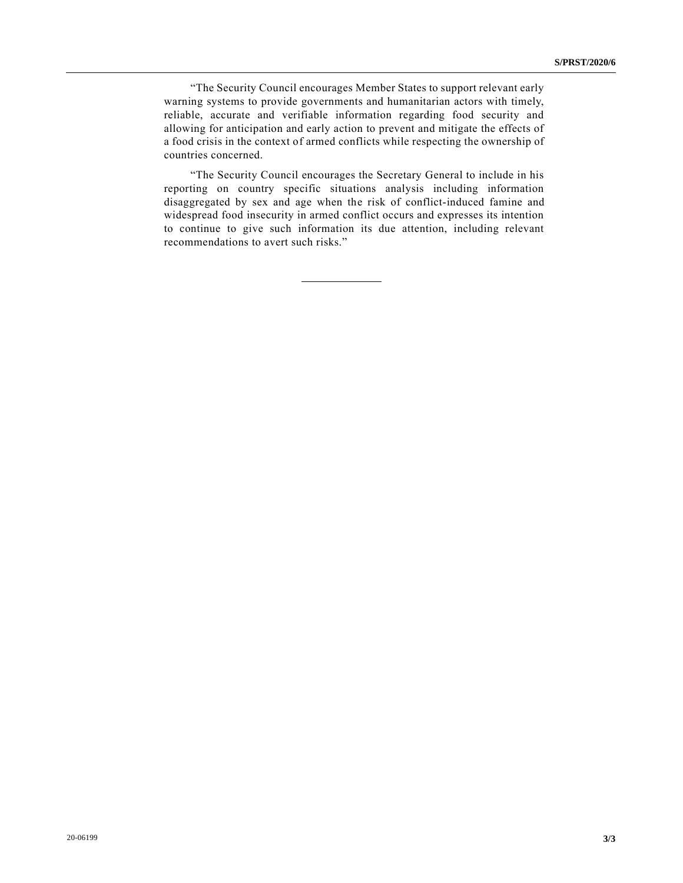"The Security Council encourages Member States to support relevant early warning systems to provide governments and humanitarian actors with timely, reliable, accurate and verifiable information regarding food security and allowing for anticipation and early action to prevent and mitigate the effects of a food crisis in the context of armed conflicts while respecting the ownership of countries concerned.

"The Security Council encourages the Secretary General to include in his reporting on country specific situations analysis including information disaggregated by sex and age when the risk of conflict-induced famine and widespread food insecurity in armed conflict occurs and expresses its intention to continue to give such information its due attention, including relevant recommendations to avert such risks."